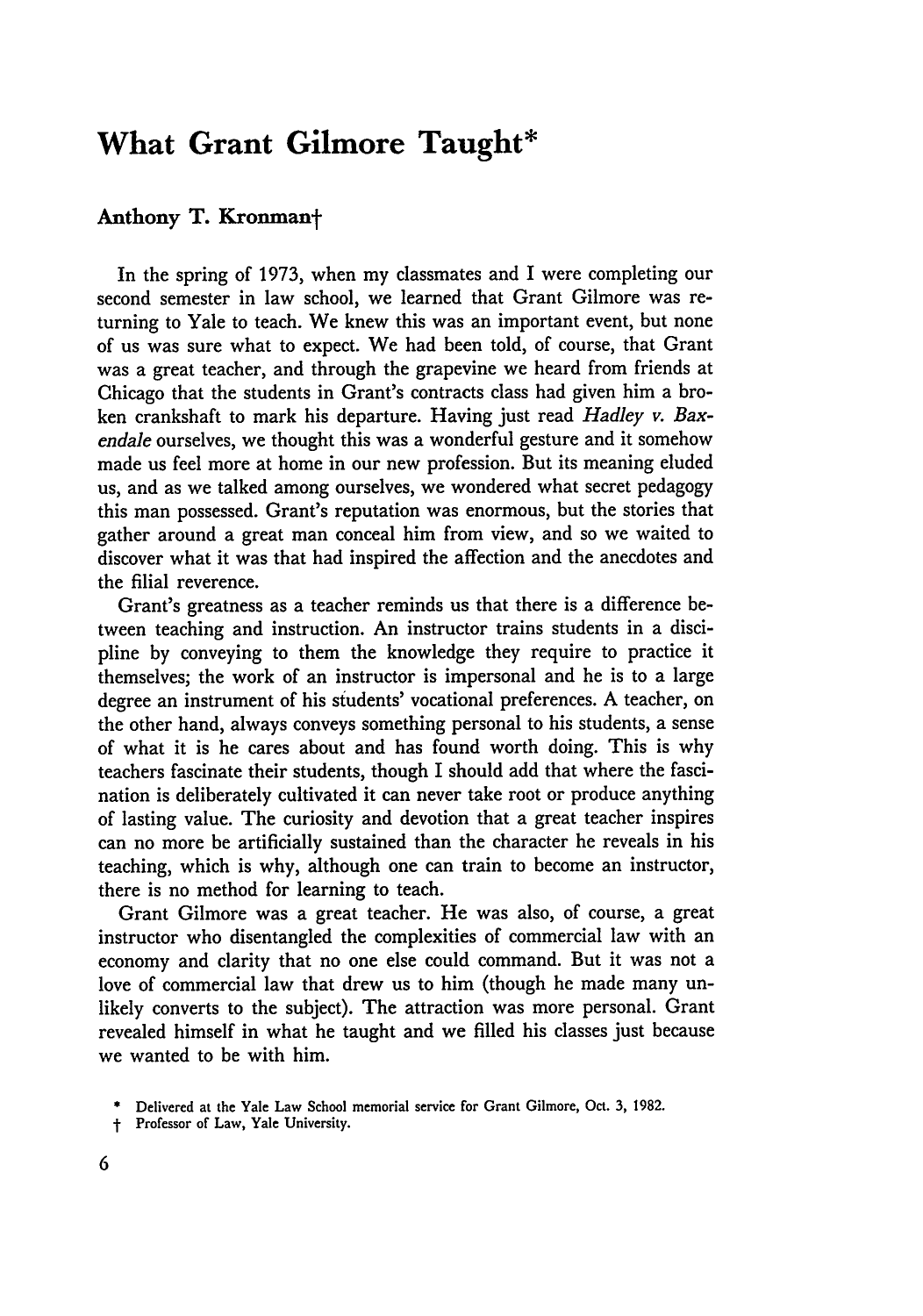# What Grant Gilmore Taught*

**Anthony T. Kronman**†

In the spring of 1973, when my classmates and I were completing our second semester in law school, we learned that Grant Gilmore was returning to Yale to teach. We knew this was an important event, but none of us was sure what to expect. We had been told, of course, that Grant was a great teacher, and through the grapevine we heard from friends at Chicago that the students in Grant's contracts class had given him a broken crankshaft to mark his departure. Having just read *Hadley v. Baxendale* ourselves, we thought this was a wonderful gesture and it somehow made us feel more at home in our new profession. But its meaning eluded us, and as we talked among ourselves, we wondered what secret pedagogy this man possessed. Grant's reputation was enormous, but the stories that gather around a great man conceal him from view, and so we waited to discover what it was that had inspired the affection and the anecdotes and the filial reverence.

Grant's greatness as a teacher reminds us that there is a difference between teaching and instruction. An instructor trains students in a discipline by conveying to them the knowledge they require to practice it themselves; the work of an instructor is impersonal and he is to a large degree an instrument of his students' vocational preferences. A teacher, on the other hand, always conveys something personal to his students, a sense of what it is he cares about and has found worth doing. This is why teachers fascinate their students, though I should add that where the fascination is deliberately cultivated it can never take root or produce anything of lasting value. The curiosity and devotion that a great teacher inspires can no more be artificially sustained than the character he reveals in his teaching, which is why, although one can train to become an instructor, there is no method for learning to teach.

Grant Gilmore was a great teacher. He was also, of course, a great instructor who disentangled the complexities of commercial law with an economy and clarity that no one else could command. But it was not a love of commercial law that drew us to him (though he made many unlikely converts to the subject). The attraction was more personal. Grant revealed himself in what he taught and we filled his classes just because we wanted to be with him.

\* Delivered at the Yale Law School memorial service for Grant Gilmore, Oct. 3, 1982.

† Professor of Law, Yale University.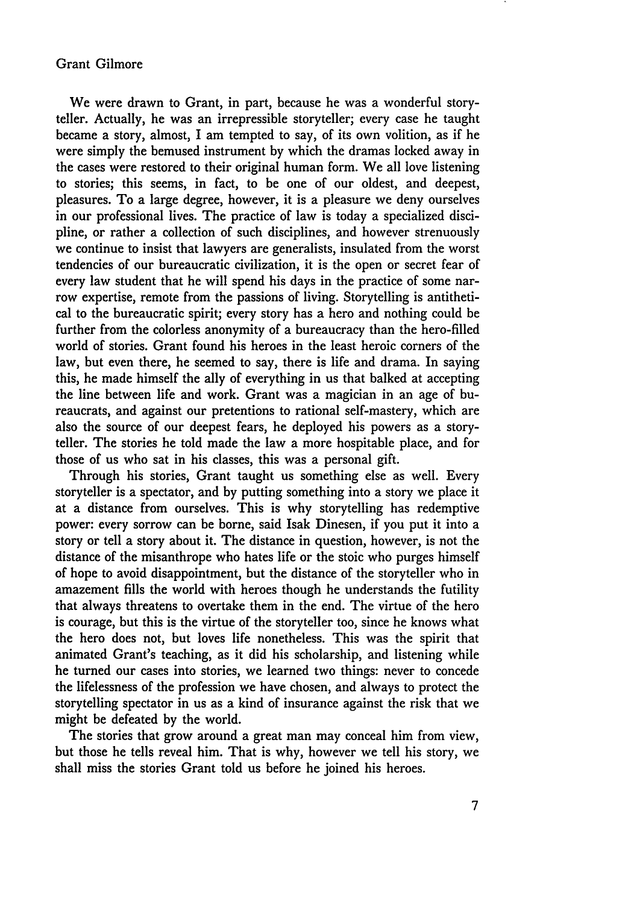We were drawn to Grant, in part, because he was a wonderful storyteller. Actually, he was an irrepressible storyteller; every case he taught became a story, almost, I am tempted to say, of its own volition, as if he were simply the bemused instrument by which the dramas locked away in the cases were restored to their original human form. We all love listening to stories; this seems, in fact, to be one of our oldest, and deepest, pleasures. To a large degree, however, it is a pleasure we deny ourselves in our professional lives. The practice of law is today a specialized discipline, or rather a collection of such disciplines, and however strenuously we continue to insist that lawyers are generalists, insulated from the worst tendencies of our bureaucratic civilization, it is the open or secret fear of every law student that he will spend his days in the practice of some narrow expertise, remote from the passions of living. Storytelling is antithetical to the bureaucratic spirit; every story has a hero and nothing could be further from the colorless anonymity of a bureaucracy than the hero-filled world of stories. Grant found his heroes in the least heroic corners of the law, but even there, he seemed to say, there is life and drama. In saying this, he made himself the ally of everything in us that balked at accepting the line between life and work. Grant was a magician in an age of bureaucrats, and against our pretentions to rational self-mastery, which are also the source of our deepest fears, he deployed his powers as a storyteller. The stories he told made the law a more hospitable place, and for those of us who sat in his classes, this was a personal gift.

Through his stories, Grant taught us something else as well. Every storyteller is a spectator, and by putting something into a story we place it at a distance from ourselves. This is why storytelling has redemptive power: every sorrow can be borne, said Isak Dinesen, if you put it into a story or tell a story about it. The distance in question, however, is not the distance of the misanthrope who hates life or the stoic who purges himself of hope to avoid disappointment, but the distance of the storyteller who in amazement fills the world with heroes though he understands the futility that always threatens to overtake them in the end. The virtue of the hero is courage, but this is the virtue of the storyteller too, since he knows what the hero does not, but loves life nonetheless. This was the spirit that animated Grant's teaching, as it did his scholarship, and listening while he turned our cases into stories, we learned two things: never to concede the lifelessness of the profession we have chosen, and always to protect the storytelling spectator in us as a kind of insurance against the risk that we might be defeated by the world.

The stories that grow around a great man may conceal him from view, but those he tells reveal him. That is why, however we tell his story, we shall miss the stories Grant told us before he joined his heroes.